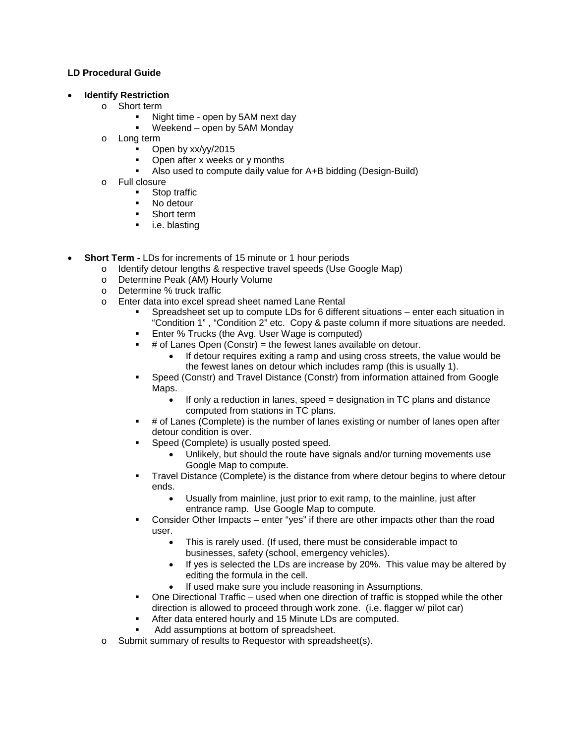**LD Procedural Guide**

- **Identify Restriction**
  - Short term
    - Night time - open by 5AM next day
    - Weekend – open by 5AM Monday
  - Long term
    - Open by xx/yy/2015
    - Open after x weeks or y months
    - Also used to compute daily value for A+B bidding (Design-Build)
  - Full closure
    - Stop traffic
    - No detour
    - Short term
    - i.e. blasting

- **Short Term -** LDs for increments of 15 minute or 1 hour periods
  - Identify detour lengths & respective travel speeds (Use Google Map)
  - Determine Peak (AM) Hourly Volume
  - Determine % truck traffic
  - Enter data into excel spread sheet named Lane Rental
    - Spreadsheet set up to compute LDs for 6 different situations – enter each situation in "Condition 1" , "Condition 2" etc. Copy & paste column if more situations are needed.
    - Enter % Trucks (the Avg. User Wage is computed)
    - # of Lanes Open (Constr) = the fewest lanes available on detour.
      - If detour requires exiting a ramp and using cross streets, the value would be the fewest lanes on detour which includes ramp (this is usually 1).
    - Speed (Constr) and Travel Distance (Constr) from information attained from Google Maps.
      - If only a reduction in lanes, speed = designation in TC plans and distance computed from stations in TC plans.
    - # of Lanes (Complete) is the number of lanes existing or number of lanes open after detour condition is over.
    - Speed (Complete) is usually posted speed.
      - Unlikely, but should the route have signals and/or turning movements use Google Map to compute.
    - Travel Distance (Complete) is the distance from where detour begins to where detour ends.
      - Usually from mainline, just prior to exit ramp, to the mainline, just after entrance ramp. Use Google Map to compute.
    - Consider Other Impacts – enter "yes" if there are other impacts other than the road user.
      - This is rarely used. (If used, there must be considerable impact to businesses, safety (school, emergency vehicles).
      - If yes is selected the LDs are increase by 20%. This value may be altered by editing the formula in the cell.
      - If used make sure you include reasoning in Assumptions.
    - One Directional Traffic – used when one direction of traffic is stopped while the other direction is allowed to proceed through work zone. (i.e. flagger w/ pilot car)
    - After data entered hourly and 15 Minute LDs are computed.
    - Add assumptions at bottom of spreadsheet.
  - Submit summary of results to Requestor with spreadsheet(s).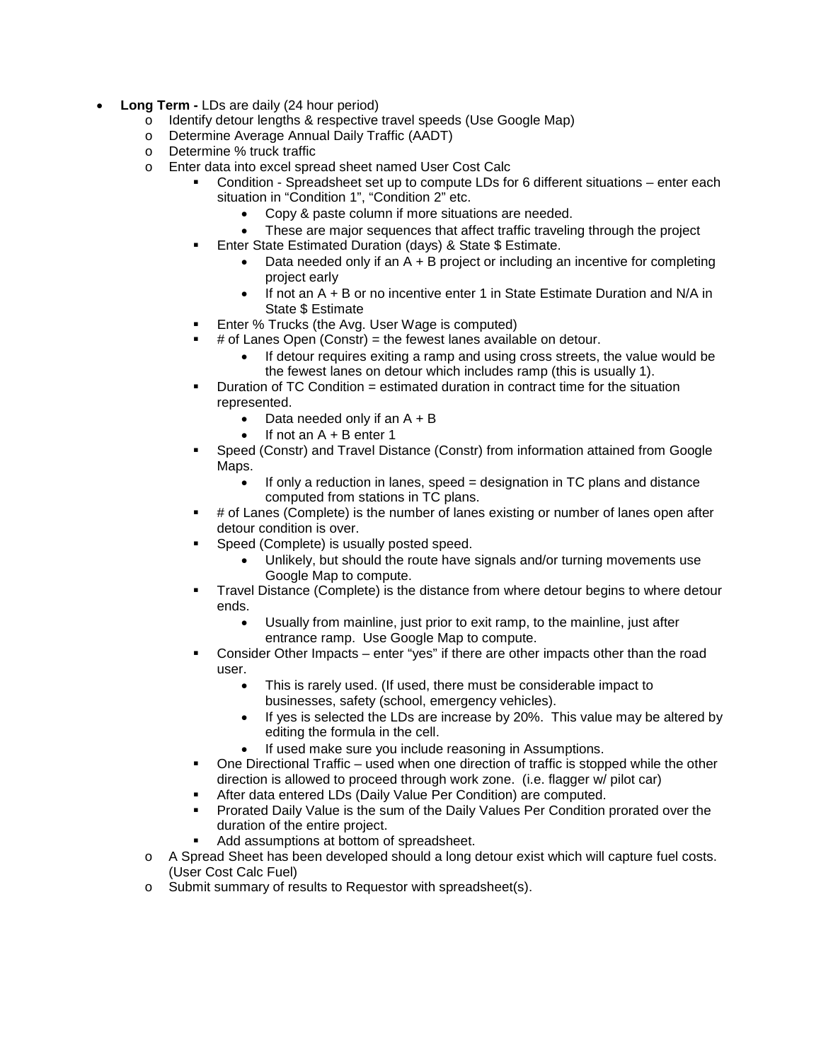- **Long Term -** LDs are daily (24 hour period)
  - Identify detour lengths & respective travel speeds (Use Google Map)
  - Determine Average Annual Daily Traffic (AADT)
  - Determine % truck traffic
  - Enter data into excel spread sheet named User Cost Calc
    - Condition - Spreadsheet set up to compute LDs for 6 different situations – enter each situation in "Condition 1", "Condition 2" etc.
      - Copy & paste column if more situations are needed.
      - These are major sequences that affect traffic traveling through the project
    - Enter State Estimated Duration (days) & State $ Estimate.
      - Data needed only if an A + B project or including an incentive for completing project early
      - If not an A + B or no incentive enter 1 in State Estimate Duration and N/A in State $ Estimate
    - Enter % Trucks (the Avg. User Wage is computed)
    - # of Lanes Open (Constr) = the fewest lanes available on detour.
      - If detour requires exiting a ramp and using cross streets, the value would be the fewest lanes on detour which includes ramp (this is usually 1).
    - Duration of TC Condition = estimated duration in contract time for the situation represented.
      - Data needed only if an A + B
      - If not an A + B enter 1
    - Speed (Constr) and Travel Distance (Constr) from information attained from Google Maps.
      - If only a reduction in lanes, speed = designation in TC plans and distance computed from stations in TC plans.
    - # of Lanes (Complete) is the number of lanes existing or number of lanes open after detour condition is over.
    - Speed (Complete) is usually posted speed.
      - Unlikely, but should the route have signals and/or turning movements use Google Map to compute.
    - Travel Distance (Complete) is the distance from where detour begins to where detour ends.
      - Usually from mainline, just prior to exit ramp, to the mainline, just after entrance ramp. Use Google Map to compute.
    - Consider Other Impacts – enter "yes" if there are other impacts other than the road user.
      - This is rarely used. (If used, there must be considerable impact to businesses, safety (school, emergency vehicles).
      - If yes is selected the LDs are increase by 20%. This value may be altered by editing the formula in the cell.
      - If used make sure you include reasoning in Assumptions.
    - One Directional Traffic – used when one direction of traffic is stopped while the other direction is allowed to proceed through work zone. (i.e. flagger w/ pilot car)
    - After data entered LDs (Daily Value Per Condition) are computed.
    - Prorated Daily Value is the sum of the Daily Values Per Condition prorated over the duration of the entire project.
    - Add assumptions at bottom of spreadsheet.
  - A Spread Sheet has been developed should a long detour exist which will capture fuel costs. (User Cost Calc Fuel)
  - Submit summary of results to Requestor with spreadsheet(s).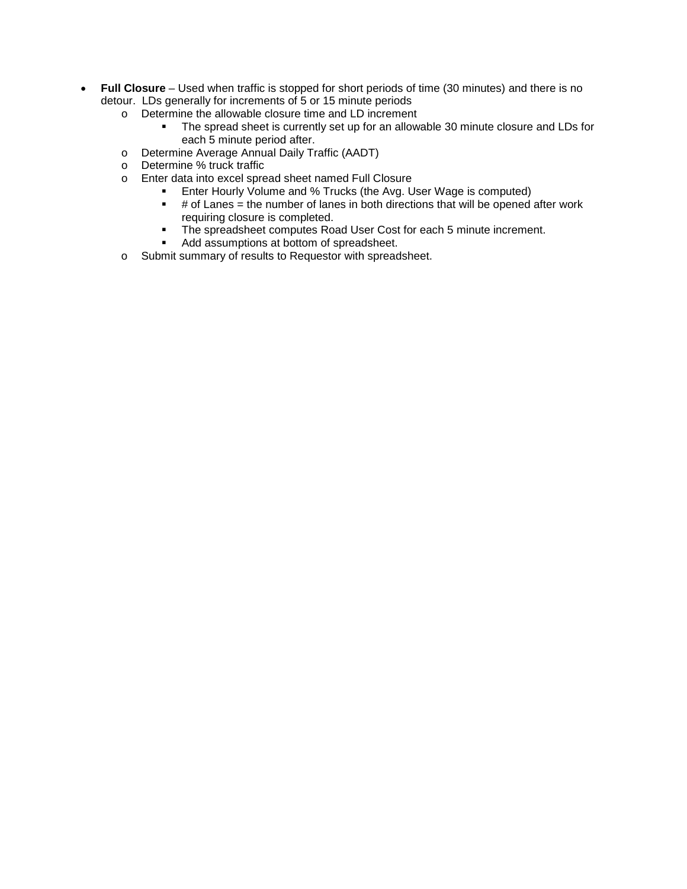- **Full Closure** – Used when traffic is stopped for short periods of time (30 minutes) and there is no detour. LDs generally for increments of 5 or 15 minute periods
  - Determine the allowable closure time and LD increment
    - The spread sheet is currently set up for an allowable 30 minute closure and LDs for each 5 minute period after.
  - Determine Average Annual Daily Traffic (AADT)
  - Determine % truck traffic
  - Enter data into excel spread sheet named Full Closure
    - Enter Hourly Volume and % Trucks (the Avg. User Wage is computed)
    - # of Lanes = the number of lanes in both directions that will be opened after work requiring closure is completed.
    - The spreadsheet computes Road User Cost for each 5 minute increment.
    - Add assumptions at bottom of spreadsheet.
  - Submit summary of results to Requestor with spreadsheet.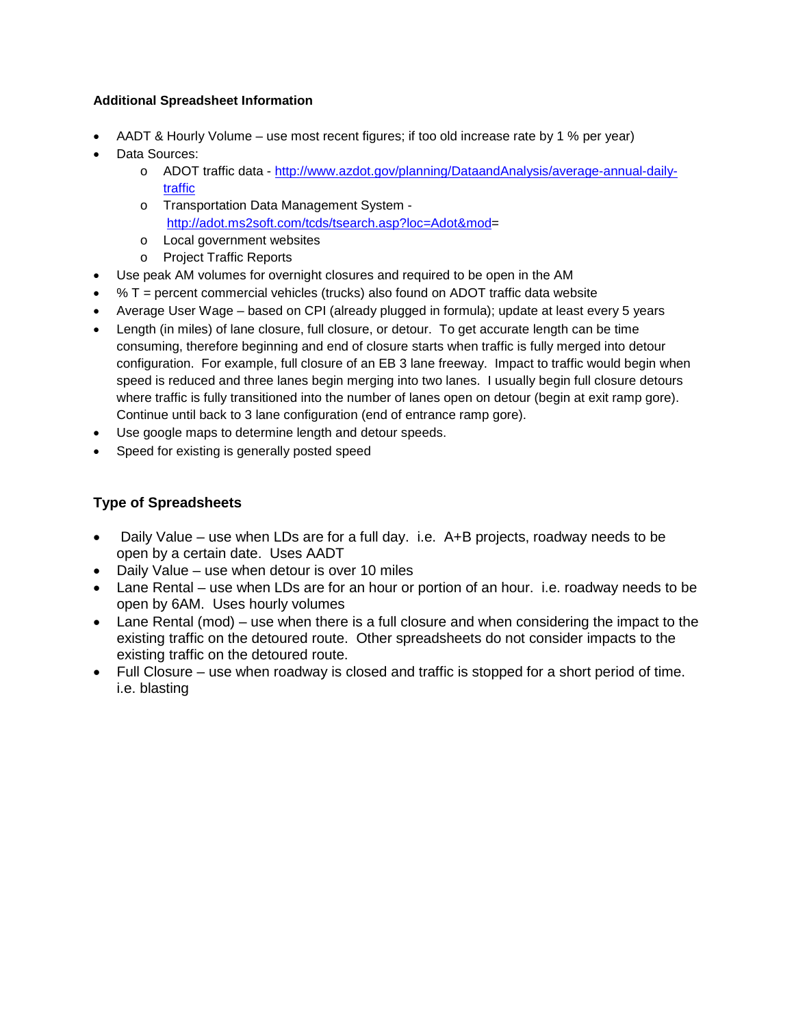**Additional Spreadsheet Information**

- AADT & Hourly Volume – use most recent figures; if too old increase rate by 1 % per year)
- Data Sources:
  - ADOT traffic data - http://www.azdot.gov/planning/DataandAnalysis/average-annual-daily-traffic
  - Transportation Data Management System - http://adot.ms2soft.com/tcds/tsearch.asp?loc=Adot&mod=
  - Local government websites
  - Project Traffic Reports
- Use peak AM volumes for overnight closures and required to be open in the AM
- % T = percent commercial vehicles (trucks) also found on ADOT traffic data website
- Average User Wage – based on CPI (already plugged in formula); update at least every 5 years
- Length (in miles) of lane closure, full closure, or detour. To get accurate length can be time consuming, therefore beginning and end of closure starts when traffic is fully merged into detour configuration. For example, full closure of an EB 3 lane freeway. Impact to traffic would begin when speed is reduced and three lanes begin merging into two lanes. I usually begin full closure detours where traffic is fully transitioned into the number of lanes open on detour (begin at exit ramp gore). Continue until back to 3 lane configuration (end of entrance ramp gore).
- Use google maps to determine length and detour speeds.
- Speed for existing is generally posted speed

## Type of Spreadsheets

- Daily Value – use when LDs are for a full day. i.e. A+B projects, roadway needs to be open by a certain date. Uses AADT
- Daily Value – use when detour is over 10 miles
- Lane Rental – use when LDs are for an hour or portion of an hour. i.e. roadway needs to be open by 6AM. Uses hourly volumes
- Lane Rental (mod) – use when there is a full closure and when considering the impact to the existing traffic on the detoured route. Other spreadsheets do not consider impacts to the existing traffic on the detoured route.
- Full Closure – use when roadway is closed and traffic is stopped for a short period of time. i.e. blasting